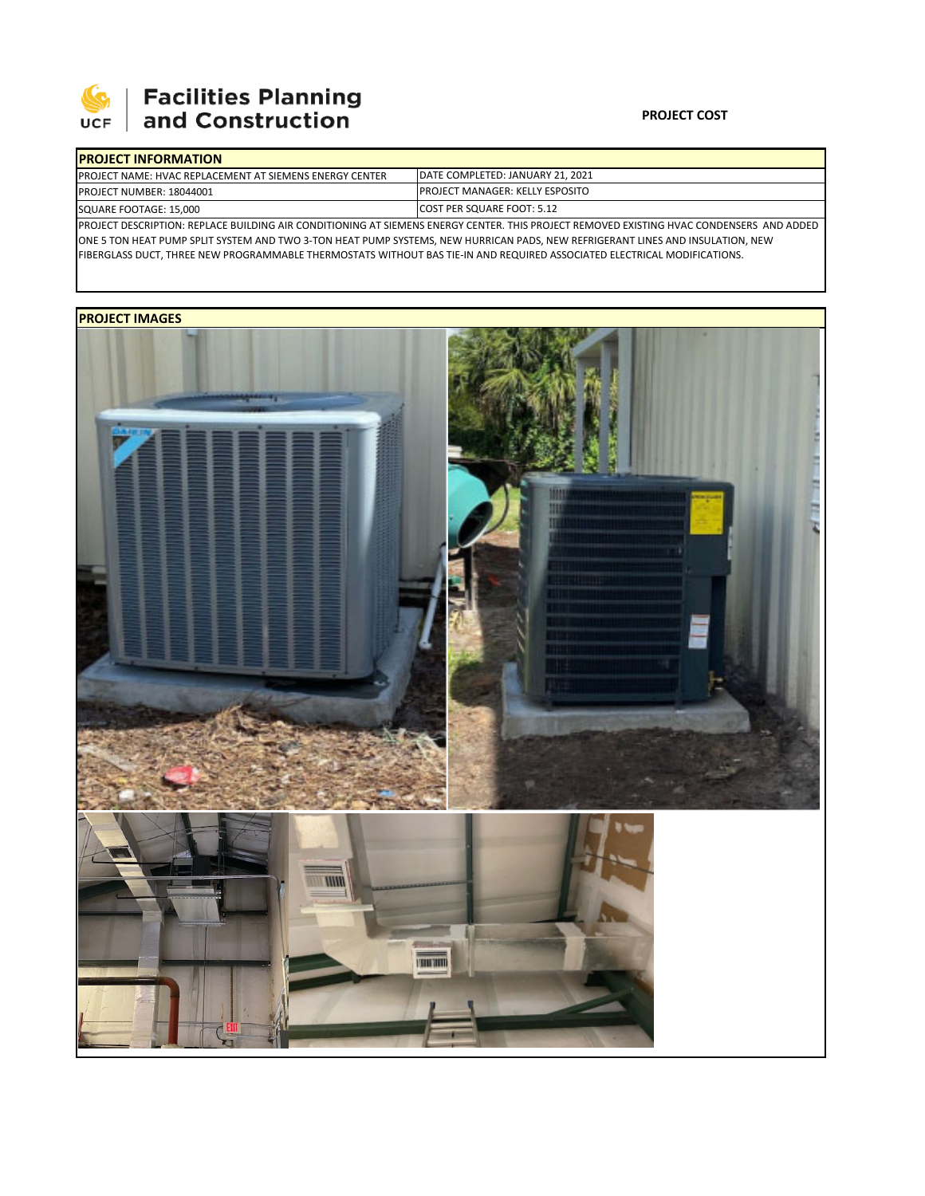# Facilities Planning and Construction

**PROJECT COST**

| **PROJECT INFORMATION** | |
|---|---|
| PROJECT NAME: HVAC REPLACEMENT AT SIEMENS ENERGY CENTER | DATE COMPLETED: JANUARY 21, 2021 |
| PROJECT NUMBER: 18044001 | PROJECT MANAGER: KELLY ESPOSITO |
| SQUARE FOOTAGE: 15,000 | COST PER SQUARE FOOT: 5.12 |

PROJECT DESCRIPTION: REPLACE BUILDING AIR CONDITIONING AT SIEMENS ENERGY CENTER. THIS PROJECT REMOVED EXISTING HVAC CONDENSERS AND ADDED ONE 5 TON HEAT PUMP SPLIT SYSTEM AND TWO 3-TON HEAT PUMP SYSTEMS, NEW HURRICAN PADS, NEW REFRIGERANT LINES AND INSULATION, NEW FIBERGLASS DUCT, THREE NEW PROGRAMMABLE THERMOSTATS WITHOUT BAS TIE-IN AND REQUIRED ASSOCIATED ELECTRICAL MODIFICATIONS.

**PROJECT IMAGES**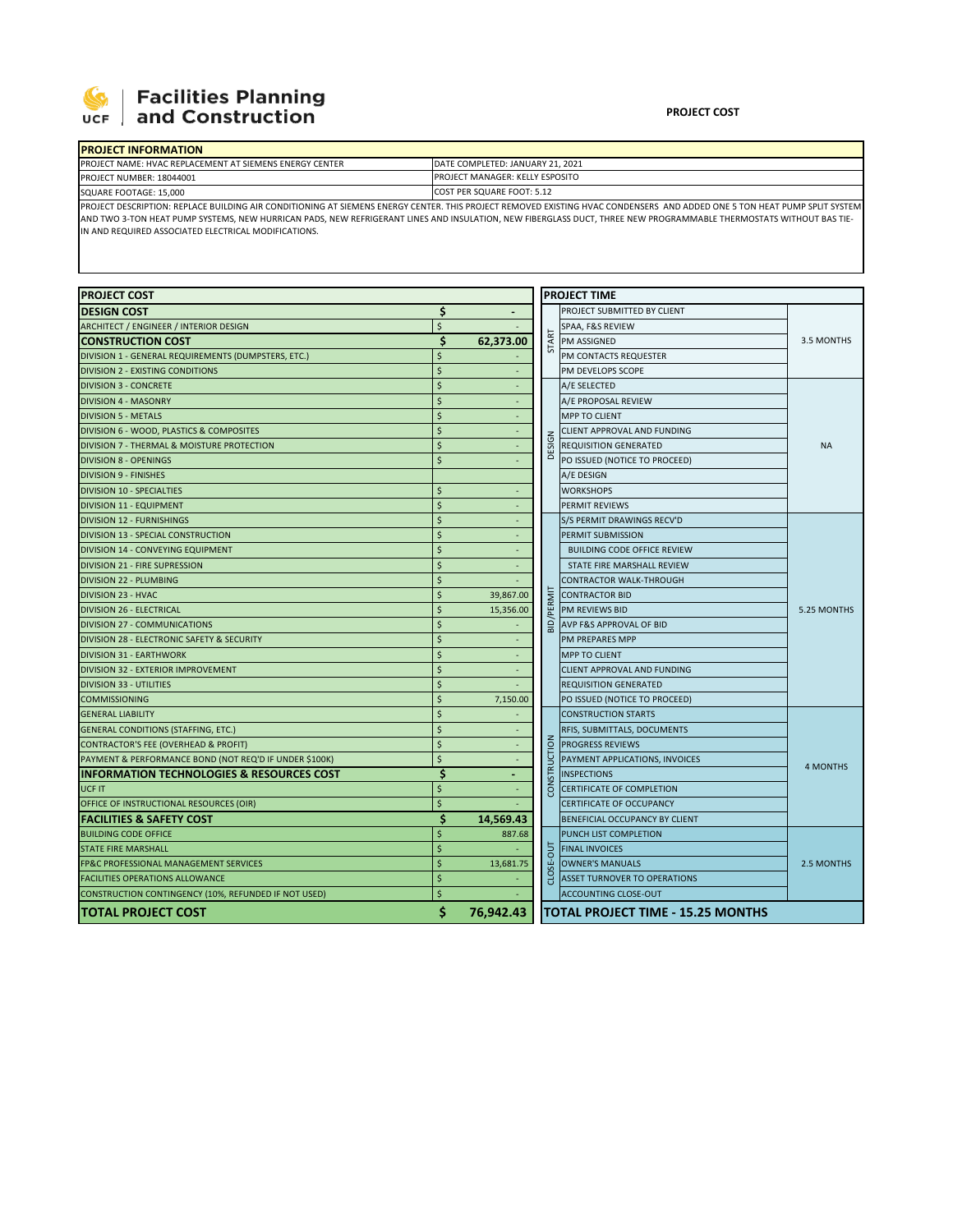**Facilities Planning and Construction**

**PROJECT COST**

| **PROJECT INFORMATION** | |
|---|---|
| PROJECT NAME: HVAC REPLACEMENT AT SIEMENS ENERGY CENTER | DATE COMPLETED: JANUARY 21, 2021 |
| PROJECT NUMBER: 18044001 | PROJECT MANAGER: KELLY ESPOSITO |
| SQUARE FOOTAGE: 15,000 | COST PER SQUARE FOOT: 5.12 |

PROJECT DESCRIPTION: REPLACE BUILDING AIR CONDITIONING AT SIEMENS ENERGY CENTER. THIS PROJECT REMOVED EXISTING HVAC CONDENSERS AND ADDED ONE 5 TON HEAT PUMP SPLIT SYSTEM AND TWO 3-TON HEAT PUMP SYSTEMS, NEW HURRICAN PADS, NEW REFRIGERANT LINES AND INSULATION, NEW FIBERGLASS DUCT, THREE NEW PROGRAMMABLE THERMOSTATS WITHOUT BAS TIE-IN AND REQUIRED ASSOCIATED ELECTRICAL MODIFICATIONS.

| **PROJECT COST** | |
|---|---|
| **DESIGN COST** | **$ -** |
| ARCHITECT / ENGINEER / INTERIOR DESIGN | $ - |
| **CONSTRUCTION COST** | **$ 62,373.00** |
| DIVISION 1 - GENERAL REQUIREMENTS (DUMPSTERS, ETC.) | $ - |
| DIVISION 2 - EXISTING CONDITIONS | $ - |
| DIVISION 3 - CONCRETE | $ - |
| DIVISION 4 - MASONRY | $ - |
| DIVISION 5 - METALS | $ - |
| DIVISION 6 - WOOD, PLASTICS & COMPOSITES | $ - |
| DIVISION 7 - THERMAL & MOISTURE PROTECTION | $ - |
| DIVISION 8 - OPENINGS | $ - |
| DIVISION 9 - FINISHES | |
| DIVISION 10 - SPECIALTIES | $ - |
| DIVISION 11 - EQUIPMENT | $ - |
| DIVISION 12 - FURNISHINGS | $ - |
| DIVISION 13 - SPECIAL CONSTRUCTION | $ - |
| DIVISION 14 - CONVEYING EQUIPMENT | $ - |
| DIVISION 21 - FIRE SUPRESSION | $ - |
| DIVISION 22 - PLUMBING | $ - |
| DIVISION 23 - HVAC | $ 39,867.00 |
| DIVISION 26 - ELECTRICAL | $ 15,356.00 |
| DIVISION 27 - COMMUNICATIONS | $ - |
| DIVISION 28 - ELECTRONIC SAFETY & SECURITY | $ - |
| DIVISION 31 - EARTHWORK | $ - |
| DIVISION 32 - EXTERIOR IMPROVEMENT | $ - |
| DIVISION 33 - UTILITIES | $ - |
| COMMISSIONING | $ 7,150.00 |
| GENERAL LIABILITY | $ - |
| GENERAL CONDITIONS (STAFFING, ETC.) | $ - |
| CONTRACTOR'S FEE (OVERHEAD & PROFIT) | $ - |
| PAYMENT & PERFORMANCE BOND (NOT REQ'D IF UNDER $100K) | $ - |
| **INFORMATION TECHNOLOGIES & RESOURCES COST** | **$ -** |
| UCF IT | $ - |
| OFFICE OF INSTRUCTIONAL RESOURCES (OIR) | $ - |
| **FACILITIES & SAFETY COST** | **$ 14,569.43** |
| BUILDING CODE OFFICE | $ 887.68 |
| STATE FIRE MARSHALL | $ - |
| FP&C PROFESSIONAL MANAGEMENT SERVICES | $ 13,681.75 |
| FACILITIES OPERATIONS ALLOWANCE | $ - |
| CONSTRUCTION CONTINGENCY (10%, REFUNDED IF NOT USED) | $ - |
| **TOTAL PROJECT COST** | **$ 76,942.43** |

| **PROJECT TIME** | | |
|---|---|---|
| START | PROJECT SUBMITTED BY CLIENT | 3.5 MONTHS |
| | SPAA, F&S REVIEW | |
| | PM ASSIGNED | |
| | PM CONTACTS REQUESTER | |
| | PM DEVELOPS SCOPE | |
| DESIGN | A/E SELECTED | NA |
| | A/E PROPOSAL REVIEW | |
| | MPP TO CLIENT | |
| | CLIENT APPROVAL AND FUNDING | |
| | REQUISITION GENERATED | |
| | PO ISSUED (NOTICE TO PROCEED) | |
| | A/E DESIGN | |
| | WORKSHOPS | |
| | PERMIT REVIEWS | |
| BID/PERMIT | S/S PERMIT DRAWINGS RECV'D | 5.25 MONTHS |
| | PERMIT SUBMISSION | |
| | BUILDING CODE OFFICE REVIEW | |
| | STATE FIRE MARSHALL REVIEW | |
| | CONTRACTOR WALK-THROUGH | |
| | CONTRACTOR BID | |
| | PM REVIEWS BID | |
| | AVP F&S APPROVAL OF BID | |
| | PM PREPARES MPP | |
| | MPP TO CLIENT | |
| | CLIENT APPROVAL AND FUNDING | |
| | REQUISITION GENERATED | |
| | PO ISSUED (NOTICE TO PROCEED) | |
| CONSTRUCTION | CONSTRUCTION STARTS | 4 MONTHS |
| | RFIS, SUBMITTALS, DOCUMENTS | |
| | PROGRESS REVIEWS | |
| | PAYMENT APPLICATIONS, INVOICES | |
| | INSPECTIONS | |
| | CERTIFICATE OF COMPLETION | |
| | CERTIFICATE OF OCCUPANCY | |
| | BENEFICIAL OCCUPANCY BY CLIENT | |
| CLOSE-OUT | PUNCH LIST COMPLETION | 2.5 MONTHS |
| | FINAL INVOICES | |
| | OWNER'S MANUALS | |
| | ASSET TURNOVER TO OPERATIONS | |
| | ACCOUNTING CLOSE-OUT | |
| **TOTAL PROJECT TIME - 15.25 MONTHS** | | |